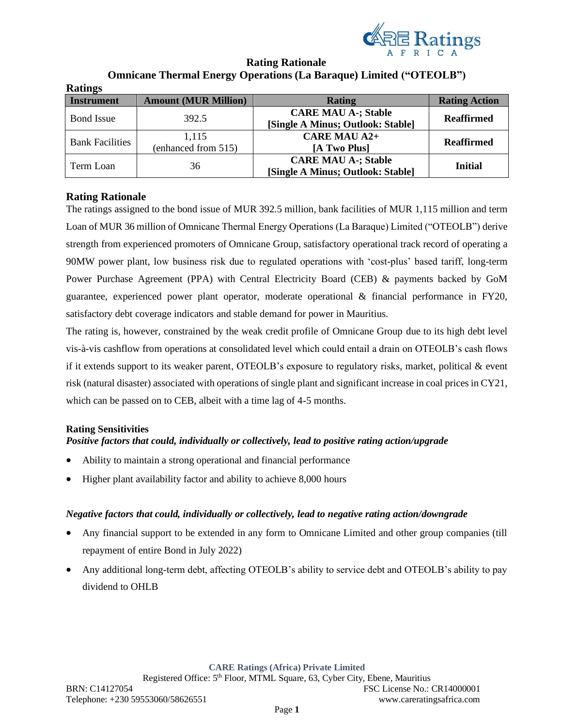# Rating Rationale

## Omnicane Thermal Energy Operations (La Baraque) Limited ("OTEOLB")

**Ratings**

| Instrument | Amount (MUR Million) | Rating | Rating Action |
|---|---|---|---|
| Bond Issue | 392.5 | **CARE MAU A-; Stable [Single A Minus; Outlook: Stable]** | **Reaffirmed** |
| Bank Facilities | 1,115 (enhanced from 515) | **CARE MAU A2+ [A Two Plus]** | **Reaffirmed** |
| Term Loan | 36 | **CARE MAU A-; Stable [Single A Minus; Outlook: Stable]** | **Initial** |

## Rating Rationale

The ratings assigned to the bond issue of MUR 392.5 million, bank facilities of MUR 1,115 million and term Loan of MUR 36 million of Omnicane Thermal Energy Operations (La Baraque) Limited ("OTEOLB") derive strength from experienced promoters of Omnicane Group, satisfactory operational track record of operating a 90MW power plant, low business risk due to regulated operations with 'cost-plus' based tariff, long-term Power Purchase Agreement (PPA) with Central Electricity Board (CEB) & payments backed by GoM guarantee, experienced power plant operator, moderate operational & financial performance in FY20, satisfactory debt coverage indicators and stable demand for power in Mauritius.

The rating is, however, constrained by the weak credit profile of Omnicane Group due to its high debt level vis-à-vis cashflow from operations at consolidated level which could entail a drain on OTEOLB's cash flows if it extends support to its weaker parent, OTEOLB's exposure to regulatory risks, market, political & event risk (natural disaster) associated with operations of single plant and significant increase in coal prices in CY21, which can be passed on to CEB, albeit with a time lag of 4-5 months.

**Rating Sensitivities**

***Positive factors that could, individually or collectively, lead to positive rating action/upgrade***

- Ability to maintain a strong operational and financial performance
- Higher plant availability factor and ability to achieve 8,000 hours

***Negative factors that could, individually or collectively, lead to negative rating action/downgrade***

- Any financial support to be extended in any form to Omnicane Limited and other group companies (till repayment of entire Bond in July 2022)
- Any additional long-term debt, affecting OTEOLB's ability to service debt and OTEOLB's ability to pay dividend to OHLB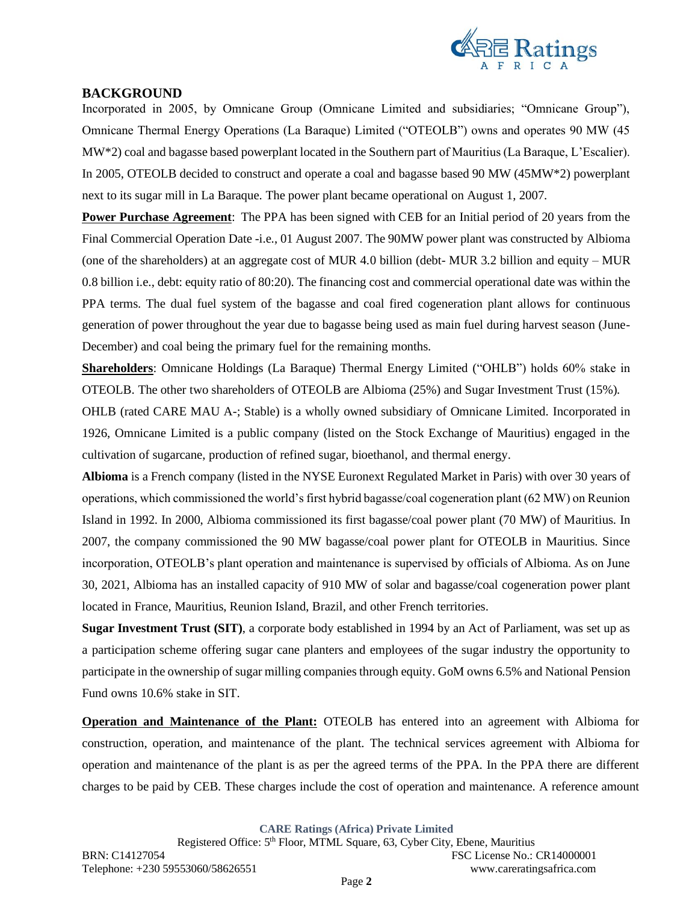## BACKGROUND

Incorporated in 2005, by Omnicane Group (Omnicane Limited and subsidiaries; "Omnicane Group"), Omnicane Thermal Energy Operations (La Baraque) Limited ("OTEOLB") owns and operates 90 MW (45 MW*2) coal and bagasse based powerplant located in the Southern part of Mauritius (La Baraque, L'Escalier). In 2005, OTEOLB decided to construct and operate a coal and bagasse based 90 MW (45MW*2) powerplant next to its sugar mill in La Baraque. The power plant became operational on August 1, 2007.

**Power Purchase Agreement**: The PPA has been signed with CEB for an Initial period of 20 years from the Final Commercial Operation Date -i.e., 01 August 2007. The 90MW power plant was constructed by Albioma (one of the shareholders) at an aggregate cost of MUR 4.0 billion (debt- MUR 3.2 billion and equity – MUR 0.8 billion i.e., debt: equity ratio of 80:20). The financing cost and commercial operational date was within the PPA terms. The dual fuel system of the bagasse and coal fired cogeneration plant allows for continuous generation of power throughout the year due to bagasse being used as main fuel during harvest season (June-December) and coal being the primary fuel for the remaining months.

**Shareholders**: Omnicane Holdings (La Baraque) Thermal Energy Limited ("OHLB") holds 60% stake in OTEOLB. The other two shareholders of OTEOLB are Albioma (25%) and Sugar Investment Trust (15%).

OHLB (rated CARE MAU A-; Stable) is a wholly owned subsidiary of Omnicane Limited. Incorporated in 1926, Omnicane Limited is a public company (listed on the Stock Exchange of Mauritius) engaged in the cultivation of sugarcane, production of refined sugar, bioethanol, and thermal energy.

**Albioma** is a French company (listed in the NYSE Euronext Regulated Market in Paris) with over 30 years of operations, which commissioned the world's first hybrid bagasse/coal cogeneration plant (62 MW) on Reunion Island in 1992. In 2000, Albioma commissioned its first bagasse/coal power plant (70 MW) of Mauritius. In 2007, the company commissioned the 90 MW bagasse/coal power plant for OTEOLB in Mauritius. Since incorporation, OTEOLB's plant operation and maintenance is supervised by officials of Albioma. As on June 30, 2021, Albioma has an installed capacity of 910 MW of solar and bagasse/coal cogeneration power plant located in France, Mauritius, Reunion Island, Brazil, and other French territories.

**Sugar Investment Trust (SIT)**, a corporate body established in 1994 by an Act of Parliament, was set up as a participation scheme offering sugar cane planters and employees of the sugar industry the opportunity to participate in the ownership of sugar milling companies through equity. GoM owns 6.5% and National Pension Fund owns 10.6% stake in SIT.

**Operation and Maintenance of the Plant:** OTEOLB has entered into an agreement with Albioma for construction, operation, and maintenance of the plant. The technical services agreement with Albioma for operation and maintenance of the plant is as per the agreed terms of the PPA. In the PPA there are different charges to be paid by CEB. These charges include the cost of operation and maintenance. A reference amount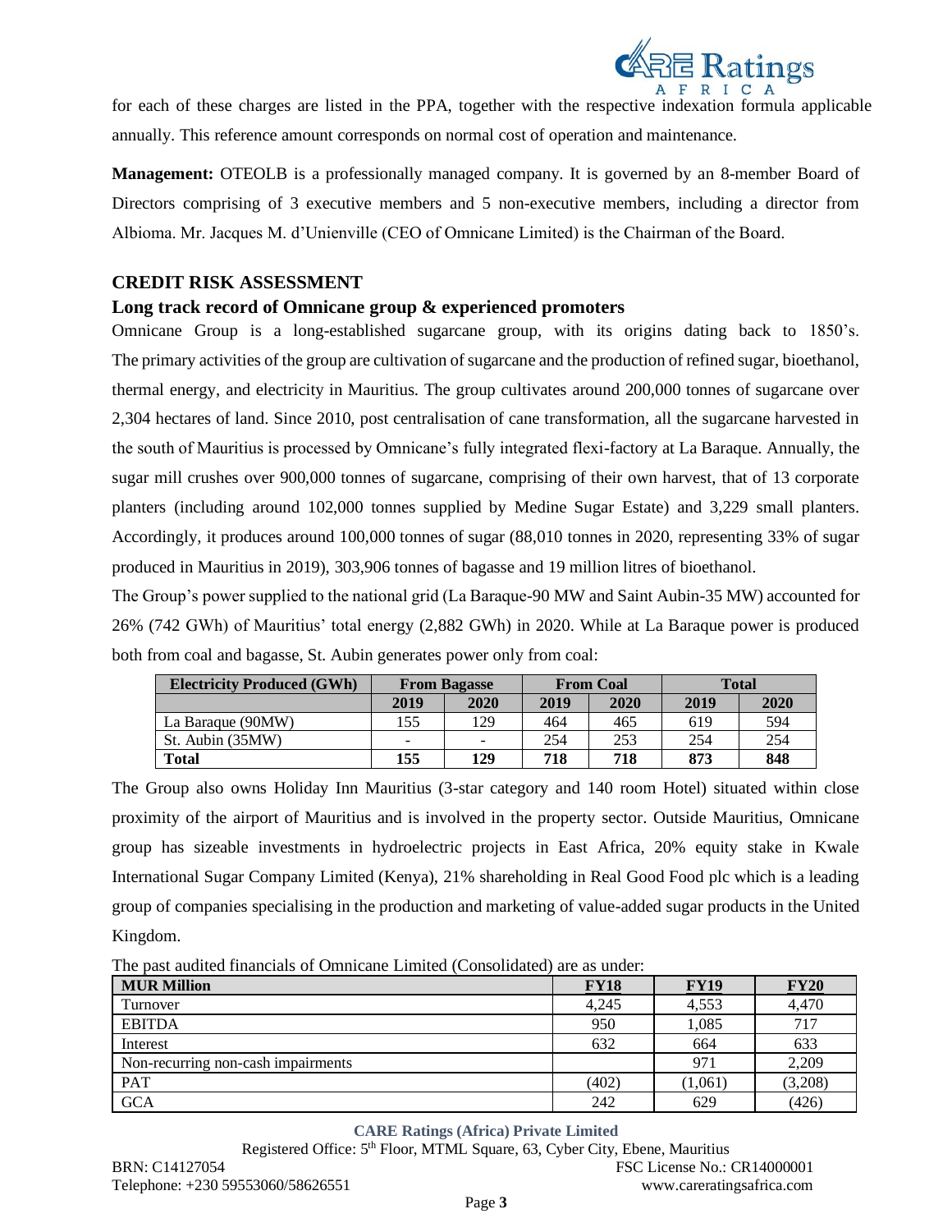for each of these charges are listed in the PPA, together with the respective indexation formula applicable annually. This reference amount corresponds on normal cost of operation and maintenance.

**Management:** OTEOLB is a professionally managed company. It is governed by an 8-member Board of Directors comprising of 3 executive members and 5 non-executive members, including a director from Albioma. Mr. Jacques M. d'Unienville (CEO of Omnicane Limited) is the Chairman of the Board.

## CREDIT RISK ASSESSMENT

### Long track record of Omnicane group & experienced promoters

Omnicane Group is a long-established sugarcane group, with its origins dating back to 1850's. The primary activities of the group are cultivation of sugarcane and the production of refined sugar, bioethanol, thermal energy, and electricity in Mauritius. The group cultivates around 200,000 tonnes of sugarcane over 2,304 hectares of land. Since 2010, post centralisation of cane transformation, all the sugarcane harvested in the south of Mauritius is processed by Omnicane's fully integrated flexi-factory at La Baraque. Annually, the sugar mill crushes over 900,000 tonnes of sugarcane, comprising of their own harvest, that of 13 corporate planters (including around 102,000 tonnes supplied by Medine Sugar Estate) and 3,229 small planters. Accordingly, it produces around 100,000 tonnes of sugar (88,010 tonnes in 2020, representing 33% of sugar produced in Mauritius in 2019), 303,906 tonnes of bagasse and 19 million litres of bioethanol.

The Group's power supplied to the national grid (La Baraque-90 MW and Saint Aubin-35 MW) accounted for 26% (742 GWh) of Mauritius' total energy (2,882 GWh) in 2020. While at La Baraque power is produced both from coal and bagasse, St. Aubin generates power only from coal:

| Electricity Produced (GWh) | From Bagasse | | From Coal | | Total | |
|---|---|---|---|---|---|---|
| | **2019** | **2020** | **2019** | **2020** | **2019** | **2020** |
| La Baraque (90MW) | 155 | 129 | 464 | 465 | 619 | 594 |
| St. Aubin (35MW) | - | - | 254 | 253 | 254 | 254 |
| **Total** | **155** | **129** | **718** | **718** | **873** | **848** |

The Group also owns Holiday Inn Mauritius (3-star category and 140 room Hotel) situated within close proximity of the airport of Mauritius and is involved in the property sector. Outside Mauritius, Omnicane group has sizeable investments in hydroelectric projects in East Africa, 20% equity stake in Kwale International Sugar Company Limited (Kenya), 21% shareholding in Real Good Food plc which is a leading group of companies specialising in the production and marketing of value-added sugar products in the United Kingdom.

The past audited financials of Omnicane Limited (Consolidated) are as under:

| MUR Million | FY18 | FY19 | FY20 |
|---|---|---|---|
| Turnover | 4,245 | 4,553 | 4,470 |
| EBITDA | 950 | 1,085 | 717 |
| Interest | 632 | 664 | 633 |
| Non-recurring non-cash impairments | | 971 | 2,209 |
| PAT | (402) | (1,061) | (3,208) |
| GCA | 242 | 629 | (426) |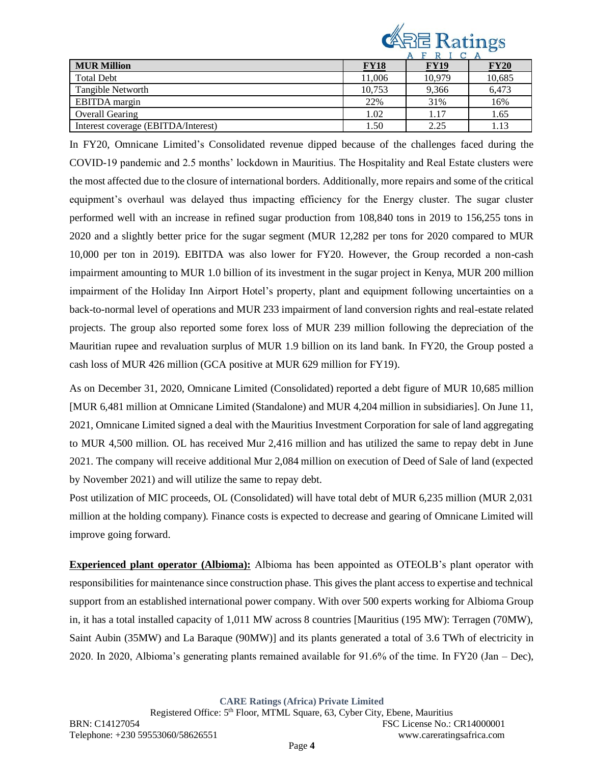| MUR Million | FY18 | FY19 | FY20 |
|---|---|---|---|
| Total Debt | 11,006 | 10,979 | 10,685 |
| Tangible Networth | 10,753 | 9,366 | 6,473 |
| EBITDA margin | 22% | 31% | 16% |
| Overall Gearing | 1.02 | 1.17 | 1.65 |
| Interest coverage (EBITDA/Interest) | 1.50 | 2.25 | 1.13 |

In FY20, Omnicane Limited's Consolidated revenue dipped because of the challenges faced during the COVID-19 pandemic and 2.5 months' lockdown in Mauritius. The Hospitality and Real Estate clusters were the most affected due to the closure of international borders. Additionally, more repairs and some of the critical equipment's overhaul was delayed thus impacting efficiency for the Energy cluster. The sugar cluster performed well with an increase in refined sugar production from 108,840 tons in 2019 to 156,255 tons in 2020 and a slightly better price for the sugar segment (MUR 12,282 per tons for 2020 compared to MUR 10,000 per ton in 2019). EBITDA was also lower for FY20. However, the Group recorded a non-cash impairment amounting to MUR 1.0 billion of its investment in the sugar project in Kenya, MUR 200 million impairment of the Holiday Inn Airport Hotel's property, plant and equipment following uncertainties on a back-to-normal level of operations and MUR 233 impairment of land conversion rights and real-estate related projects. The group also reported some forex loss of MUR 239 million following the depreciation of the Mauritian rupee and revaluation surplus of MUR 1.9 billion on its land bank. In FY20, the Group posted a cash loss of MUR 426 million (GCA positive at MUR 629 million for FY19).

As on December 31, 2020, Omnicane Limited (Consolidated) reported a debt figure of MUR 10,685 million [MUR 6,481 million at Omnicane Limited (Standalone) and MUR 4,204 million in subsidiaries]. On June 11, 2021, Omnicane Limited signed a deal with the Mauritius Investment Corporation for sale of land aggregating to MUR 4,500 million. OL has received Mur 2,416 million and has utilized the same to repay debt in June 2021. The company will receive additional Mur 2,084 million on execution of Deed of Sale of land (expected by November 2021) and will utilize the same to repay debt.

Post utilization of MIC proceeds, OL (Consolidated) will have total debt of MUR 6,235 million (MUR 2,031 million at the holding company). Finance costs is expected to decrease and gearing of Omnicane Limited will improve going forward.

**Experienced plant operator (Albioma):** Albioma has been appointed as OTEOLB's plant operator with responsibilities for maintenance since construction phase. This gives the plant access to expertise and technical support from an established international power company. With over 500 experts working for Albioma Group in, it has a total installed capacity of 1,011 MW across 8 countries [Mauritius (195 MW): Terragen (70MW), Saint Aubin (35MW) and La Baraque (90MW)] and its plants generated a total of 3.6 TWh of electricity in 2020. In 2020, Albioma's generating plants remained available for 91.6% of the time. In FY20 (Jan – Dec),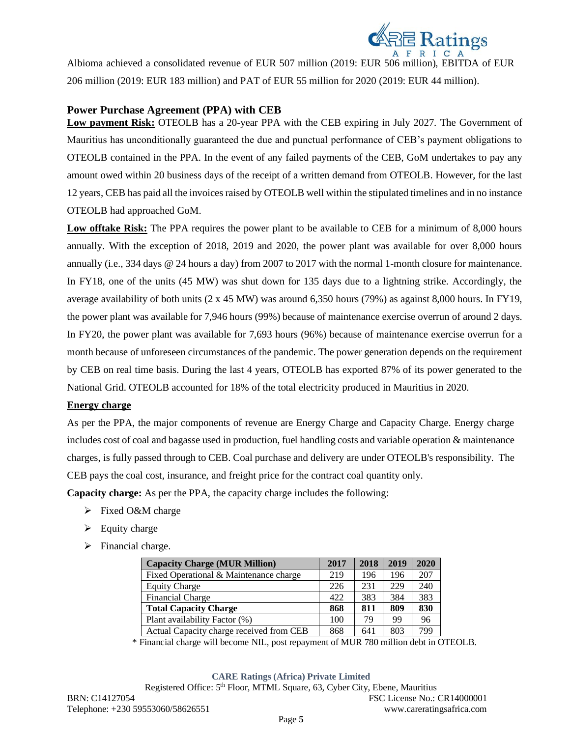Albioma achieved a consolidated revenue of EUR 507 million (2019: EUR 506 million), EBITDA of EUR 206 million (2019: EUR 183 million) and PAT of EUR 55 million for 2020 (2019: EUR 44 million).

### Power Purchase Agreement (PPA) with CEB

**Low payment Risk:** OTEOLB has a 20-year PPA with the CEB expiring in July 2027. The Government of Mauritius has unconditionally guaranteed the due and punctual performance of CEB's payment obligations to OTEOLB contained in the PPA. In the event of any failed payments of the CEB, GoM undertakes to pay any amount owed within 20 business days of the receipt of a written demand from OTEOLB. However, for the last 12 years, CEB has paid all the invoices raised by OTEOLB well within the stipulated timelines and in no instance OTEOLB had approached GoM.

**Low offtake Risk:** The PPA requires the power plant to be available to CEB for a minimum of 8,000 hours annually. With the exception of 2018, 2019 and 2020, the power plant was available for over 8,000 hours annually (i.e., 334 days @ 24 hours a day) from 2007 to 2017 with the normal 1-month closure for maintenance. In FY18, one of the units (45 MW) was shut down for 135 days due to a lightning strike. Accordingly, the average availability of both units (2 x 45 MW) was around 6,350 hours (79%) as against 8,000 hours. In FY19, the power plant was available for 7,946 hours (99%) because of maintenance exercise overrun of around 2 days. In FY20, the power plant was available for 7,693 hours (96%) because of maintenance exercise overrun for a month because of unforeseen circumstances of the pandemic. The power generation depends on the requirement by CEB on real time basis. During the last 4 years, OTEOLB has exported 87% of its power generated to the National Grid. OTEOLB accounted for 18% of the total electricity produced in Mauritius in 2020.

**Energy charge**

As per the PPA, the major components of revenue are Energy Charge and Capacity Charge. Energy charge includes cost of coal and bagasse used in production, fuel handling costs and variable operation & maintenance charges, is fully passed through to CEB. Coal purchase and delivery are under OTEOLB's responsibility. The CEB pays the coal cost, insurance, and freight price for the contract coal quantity only.

**Capacity charge:** As per the PPA, the capacity charge includes the following:

- Fixed O&M charge
- Equity charge
- Financial charge.

| Capacity Charge (MUR Million) | 2017 | 2018 | 2019 | 2020 |
|---|---|---|---|---|
| Fixed Operational & Maintenance charge | 219 | 196 | 196 | 207 |
| Equity Charge | 226 | 231 | 229 | 240 |
| Financial Charge | 422 | 383 | 384 | 383 |
| **Total Capacity Charge** | **868** | **811** | **809** | **830** |
| Plant availability Factor (%) | 100 | 79 | 99 | 96 |
| Actual Capacity charge received from CEB | 868 | 641 | 803 | 799 |

* Financial charge will become NIL, post repayment of MUR 780 million debt in OTEOLB.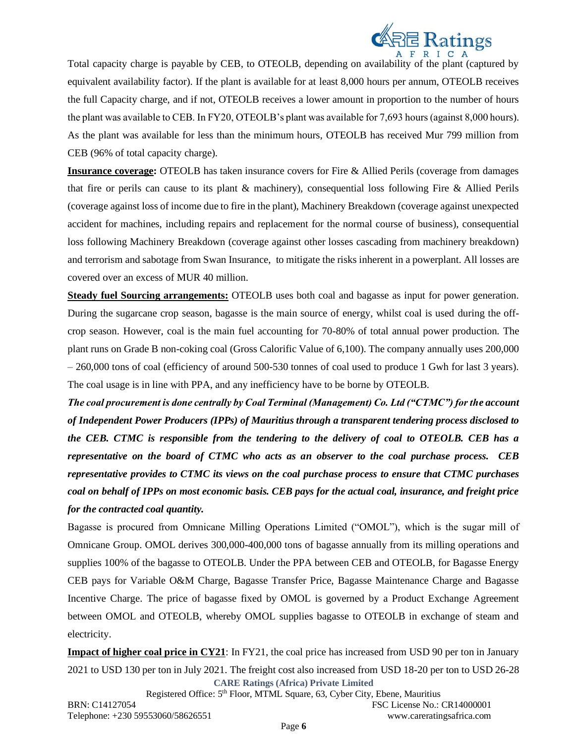Total capacity charge is payable by CEB, to OTEOLB, depending on availability of the plant (captured by equivalent availability factor). If the plant is available for at least 8,000 hours per annum, OTEOLB receives the full Capacity charge, and if not, OTEOLB receives a lower amount in proportion to the number of hours the plant was available to CEB. In FY20, OTEOLB's plant was available for 7,693 hours (against 8,000 hours). As the plant was available for less than the minimum hours, OTEOLB has received Mur 799 million from CEB (96% of total capacity charge).

**Insurance coverage:** OTEOLB has taken insurance covers for Fire & Allied Perils (coverage from damages that fire or perils can cause to its plant & machinery), consequential loss following Fire & Allied Perils (coverage against loss of income due to fire in the plant), Machinery Breakdown (coverage against unexpected accident for machines, including repairs and replacement for the normal course of business), consequential loss following Machinery Breakdown (coverage against other losses cascading from machinery breakdown) and terrorism and sabotage from Swan Insurance, to mitigate the risks inherent in a powerplant. All losses are covered over an excess of MUR 40 million.

**Steady fuel Sourcing arrangements:** OTEOLB uses both coal and bagasse as input for power generation. During the sugarcane crop season, bagasse is the main source of energy, whilst coal is used during the off-crop season. However, coal is the main fuel accounting for 70-80% of total annual power production. The plant runs on Grade B non-coking coal (Gross Calorific Value of 6,100). The company annually uses 200,000 – 260,000 tons of coal (efficiency of around 500-530 tonnes of coal used to produce 1 Gwh for last 3 years). The coal usage is in line with PPA, and any inefficiency have to be borne by OTEOLB.

***The coal procurement is done centrally by Coal Terminal (Management) Co. Ltd ("CTMC") for the account of Independent Power Producers (IPPs) of Mauritius through a transparent tendering process disclosed to the CEB. CTMC is responsible from the tendering to the delivery of coal to OTEOLB. CEB has a representative on the board of CTMC who acts as an observer to the coal purchase process. CEB representative provides to CTMC its views on the coal purchase process to ensure that CTMC purchases coal on behalf of IPPs on most economic basis. CEB pays for the actual coal, insurance, and freight price for the contracted coal quantity.***

Bagasse is procured from Omnicane Milling Operations Limited ("OMOL"), which is the sugar mill of Omnicane Group. OMOL derives 300,000-400,000 tons of bagasse annually from its milling operations and supplies 100% of the bagasse to OTEOLB. Under the PPA between CEB and OTEOLB, for Bagasse Energy CEB pays for Variable O&M Charge, Bagasse Transfer Price, Bagasse Maintenance Charge and Bagasse Incentive Charge. The price of bagasse fixed by OMOL is governed by a Product Exchange Agreement between OMOL and OTEOLB, whereby OMOL supplies bagasse to OTEOLB in exchange of steam and electricity.

**Impact of higher coal price in CY21**: In FY21, the coal price has increased from USD 90 per ton in January 2021 to USD 130 per ton in July 2021. The freight cost also increased from USD 18-20 per ton to USD 26-28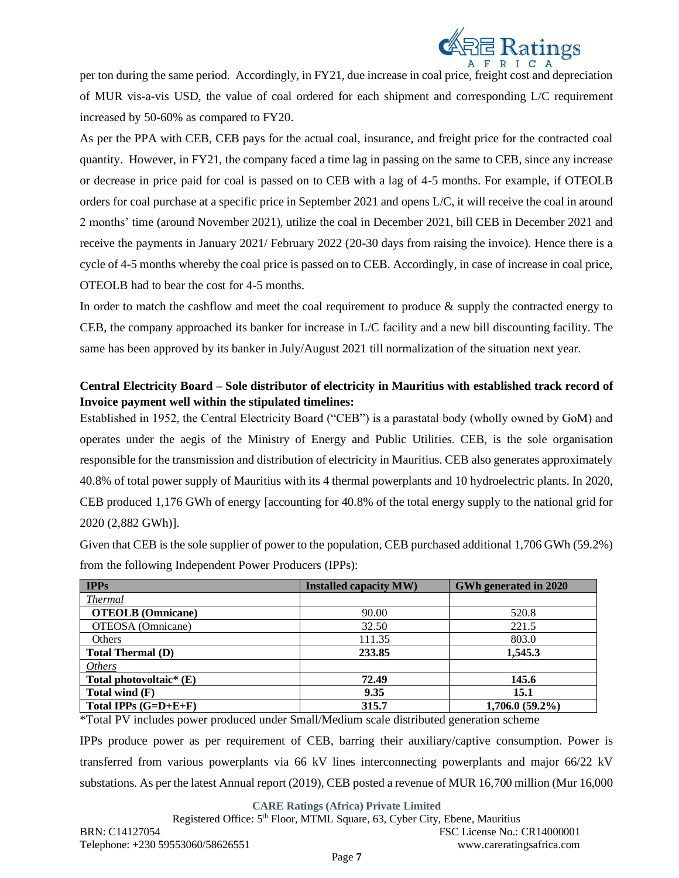per ton during the same period. Accordingly, in FY21, due increase in coal price, freight cost and depreciation of MUR vis-a-vis USD, the value of coal ordered for each shipment and corresponding L/C requirement increased by 50-60% as compared to FY20.

As per the PPA with CEB, CEB pays for the actual coal, insurance, and freight price for the contracted coal quantity. However, in FY21, the company faced a time lag in passing on the same to CEB, since any increase or decrease in price paid for coal is passed on to CEB with a lag of 4-5 months. For example, if OTEOLB orders for coal purchase at a specific price in September 2021 and opens L/C, it will receive the coal in around 2 months' time (around November 2021), utilize the coal in December 2021, bill CEB in December 2021 and receive the payments in January 2021/ February 2022 (20-30 days from raising the invoice). Hence there is a cycle of 4-5 months whereby the coal price is passed on to CEB. Accordingly, in case of increase in coal price, OTEOLB had to bear the cost for 4-5 months.

In order to match the cashflow and meet the coal requirement to produce & supply the contracted energy to CEB, the company approached its banker for increase in L/C facility and a new bill discounting facility. The same has been approved by its banker in July/August 2021 till normalization of the situation next year.

**Central Electricity Board – Sole distributor of electricity in Mauritius with established track record of Invoice payment well within the stipulated timelines:**

Established in 1952, the Central Electricity Board ("CEB") is a parastatal body (wholly owned by GoM) and operates under the aegis of the Ministry of Energy and Public Utilities. CEB, is the sole organisation responsible for the transmission and distribution of electricity in Mauritius. CEB also generates approximately 40.8% of total power supply of Mauritius with its 4 thermal powerplants and 10 hydroelectric plants. In 2020, CEB produced 1,176 GWh of energy [accounting for 40.8% of the total energy supply to the national grid for 2020 (2,882 GWh)].

Given that CEB is the sole supplier of power to the population, CEB purchased additional 1,706 GWh (59.2%) from the following Independent Power Producers (IPPs):

| IPPs | Installed capacity MW) | GWh generated in 2020 |
|---|---|---|
| *Thermal* | | |
| **OTEOLB (Omnicane)** | 90.00 | 520.8 |
| OTEOSA (Omnicane) | 32.50 | 221.5 |
| Others | 111.35 | 803.0 |
| **Total Thermal (D)** | **233.85** | **1,545.3** |
| *Others* | | |
| **Total photovoltaic* (E)** | **72.49** | **145.6** |
| **Total wind (F)** | **9.35** | **15.1** |
| **Total IPPs (G=D+E+F)** | **315.7** | **1,706.0 (59.2%)** |

*Total PV includes power produced under Small/Medium scale distributed generation scheme

IPPs produce power as per requirement of CEB, barring their auxiliary/captive consumption. Power is transferred from various powerplants via 66 kV lines interconnecting powerplants and major 66/22 kV substations. As per the latest Annual report (2019), CEB posted a revenue of MUR 16,700 million (Mur 16,000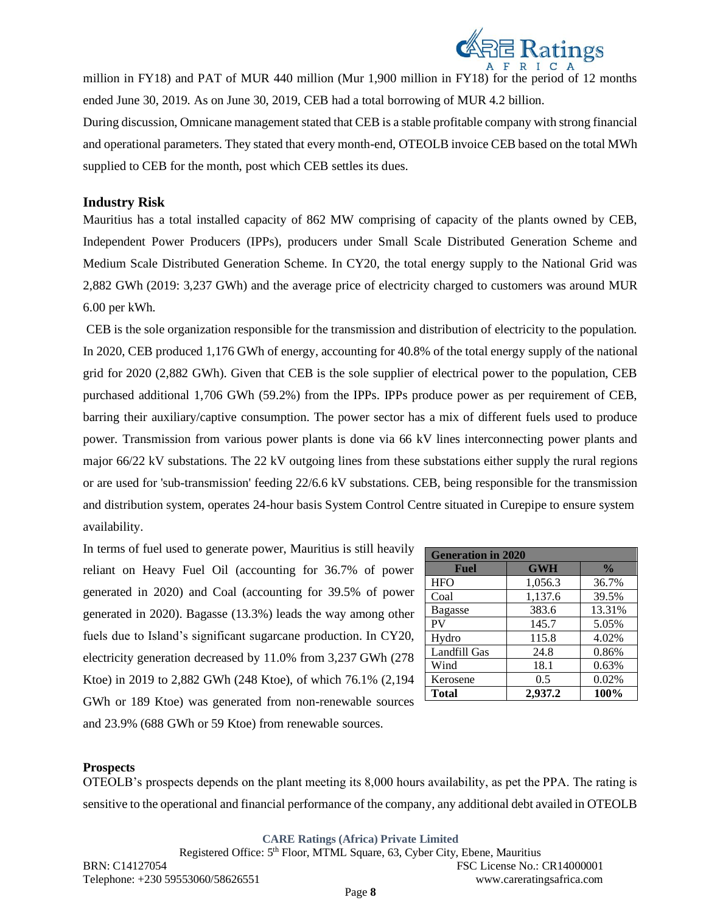million in FY18) and PAT of MUR 440 million (Mur 1,900 million in FY18) for the period of 12 months ended June 30, 2019. As on June 30, 2019, CEB had a total borrowing of MUR 4.2 billion.

During discussion, Omnicane management stated that CEB is a stable profitable company with strong financial and operational parameters. They stated that every month-end, OTEOLB invoice CEB based on the total MWh supplied to CEB for the month, post which CEB settles its dues.

### Industry Risk

Mauritius has a total installed capacity of 862 MW comprising of capacity of the plants owned by CEB, Independent Power Producers (IPPs), producers under Small Scale Distributed Generation Scheme and Medium Scale Distributed Generation Scheme. In CY20, the total energy supply to the National Grid was 2,882 GWh (2019: 3,237 GWh) and the average price of electricity charged to customers was around MUR 6.00 per kWh.

CEB is the sole organization responsible for the transmission and distribution of electricity to the population. In 2020, CEB produced 1,176 GWh of energy, accounting for 40.8% of the total energy supply of the national grid for 2020 (2,882 GWh). Given that CEB is the sole supplier of electrical power to the population, CEB purchased additional 1,706 GWh (59.2%) from the IPPs. IPPs produce power as per requirement of CEB, barring their auxiliary/captive consumption. The power sector has a mix of different fuels used to produce power. Transmission from various power plants is done via 66 kV lines interconnecting power plants and major 66/22 kV substations. The 22 kV outgoing lines from these substations either supply the rural regions or are used for 'sub-transmission' feeding 22/6.6 kV substations. CEB, being responsible for the transmission and distribution system, operates 24-hour basis System Control Centre situated in Curepipe to ensure system availability.

In terms of fuel used to generate power, Mauritius is still heavily reliant on Heavy Fuel Oil (accounting for 36.7% of power generated in 2020) and Coal (accounting for 39.5% of power generated in 2020). Bagasse (13.3%) leads the way among other fuels due to Island's significant sugarcane production. In CY20, electricity generation decreased by 11.0% from 3,237 GWh (278 Ktoe) in 2019 to 2,882 GWh (248 Ktoe), of which 76.1% (2,194 GWh or 189 Ktoe) was generated from non-renewable sources and 23.9% (688 GWh or 59 Ktoe) from renewable sources.

| Generation in 2020 | | |
|---|---|---|
| **Fuel** | **GWH** | **%** |
| HFO | 1,056.3 | 36.7% |
| Coal | 1,137.6 | 39.5% |
| Bagasse | 383.6 | 13.31% |
| PV | 145.7 | 5.05% |
| Hydro | 115.8 | 4.02% |
| Landfill Gas | 24.8 | 0.86% |
| Wind | 18.1 | 0.63% |
| Kerosene | 0.5 | 0.02% |
| **Total** | **2,937.2** | **100%** |

#### Prospects

OTEOLB's prospects depends on the plant meeting its 8,000 hours availability, as pet the PPA. The rating is sensitive to the operational and financial performance of the company, any additional debt availed in OTEOLB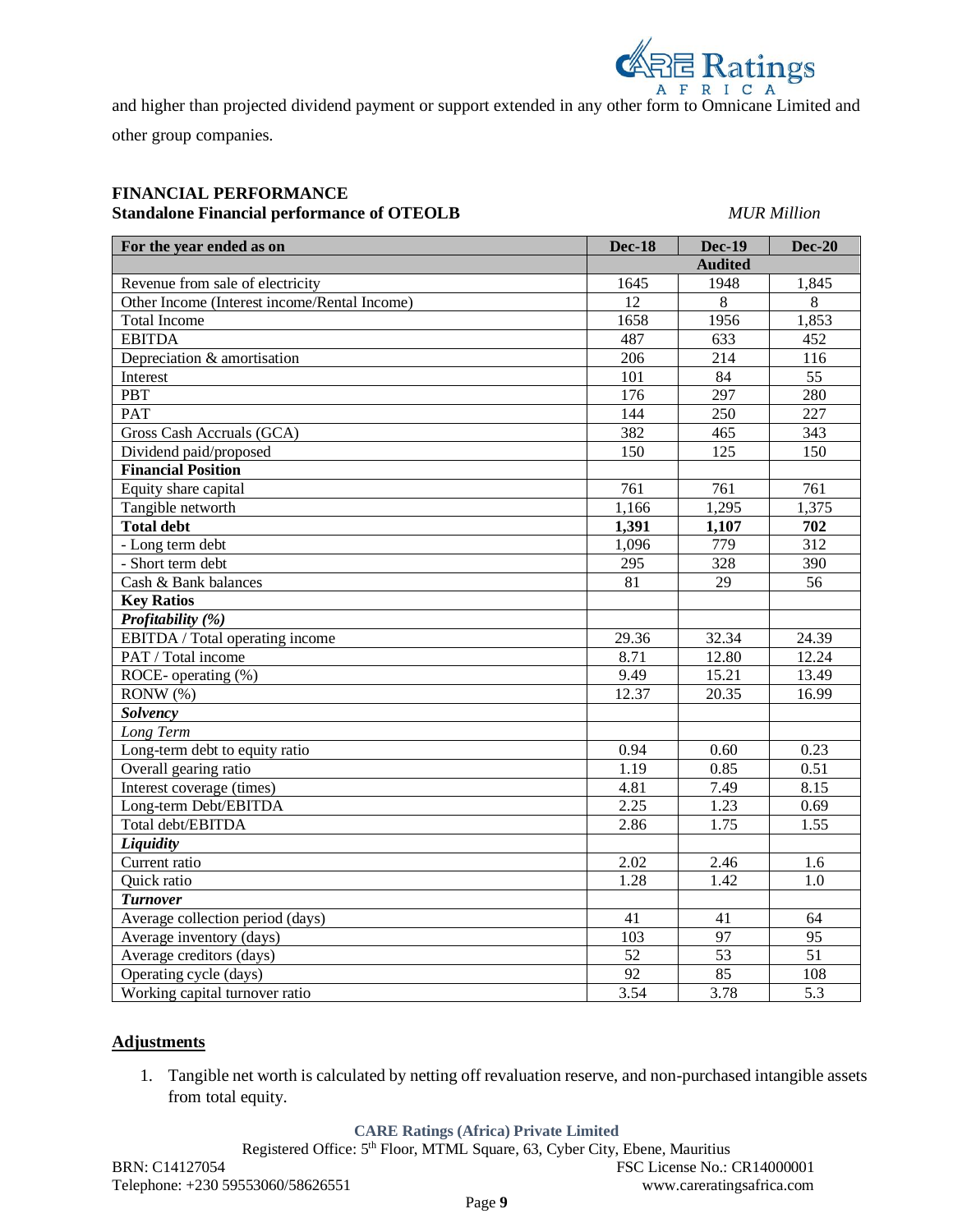and higher than projected dividend payment or support extended in any other form to Omnicane Limited and other group companies.

## FINANCIAL PERFORMANCE

**Standalone Financial performance of OTEOLB** *MUR Million*

| For the year ended as on | Dec-18 | Dec-19 | Dec-20 |
|---|---|---|---|
| | | **Audited** | |
| Revenue from sale of electricity | 1645 | 1948 | 1,845 |
| Other Income (Interest income/Rental Income) | 12 | 8 | 8 |
| Total Income | 1658 | 1956 | 1,853 |
| EBITDA | 487 | 633 | 452 |
| Depreciation & amortisation | 206 | 214 | 116 |
| Interest | 101 | 84 | 55 |
| PBT | 176 | 297 | 280 |
| PAT | 144 | 250 | 227 |
| Gross Cash Accruals (GCA) | 382 | 465 | 343 |
| Dividend paid/proposed | 150 | 125 | 150 |
| **Financial Position** | | | |
| Equity share capital | 761 | 761 | 761 |
| Tangible networth | 1,166 | 1,295 | 1,375 |
| **Total debt** | **1,391** | **1,107** | **702** |
| - Long term debt | 1,096 | 779 | 312 |
| - Short term debt | 295 | 328 | 390 |
| Cash & Bank balances | 81 | 29 | 56 |
| **Key Ratios** | | | |
| ***Profitability (%)*** | | | |
| EBITDA / Total operating income | 29.36 | 32.34 | 24.39 |
| PAT / Total income | 8.71 | 12.80 | 12.24 |
| ROCE- operating (%) | 9.49 | 15.21 | 13.49 |
| RONW (%) | 12.37 | 20.35 | 16.99 |
| ***Solvency*** | | | |
| *Long Term* | | | |
| Long-term debt to equity ratio | 0.94 | 0.60 | 0.23 |
| Overall gearing ratio | 1.19 | 0.85 | 0.51 |
| Interest coverage (times) | 4.81 | 7.49 | 8.15 |
| Long-term Debt/EBITDA | 2.25 | 1.23 | 0.69 |
| Total debt/EBITDA | 2.86 | 1.75 | 1.55 |
| ***Liquidity*** | | | |
| Current ratio | 2.02 | 2.46 | 1.6 |
| Quick ratio | 1.28 | 1.42 | 1.0 |
| ***Turnover*** | | | |
| Average collection period (days) | 41 | 41 | 64 |
| Average inventory (days) | 103 | 97 | 95 |
| Average creditors (days) | 52 | 53 | 51 |
| Operating cycle (days) | 92 | 85 | 108 |
| Working capital turnover ratio | 3.54 | 3.78 | 5.3 |

### Adjustments

1. Tangible net worth is calculated by netting off revaluation reserve, and non-purchased intangible assets from total equity.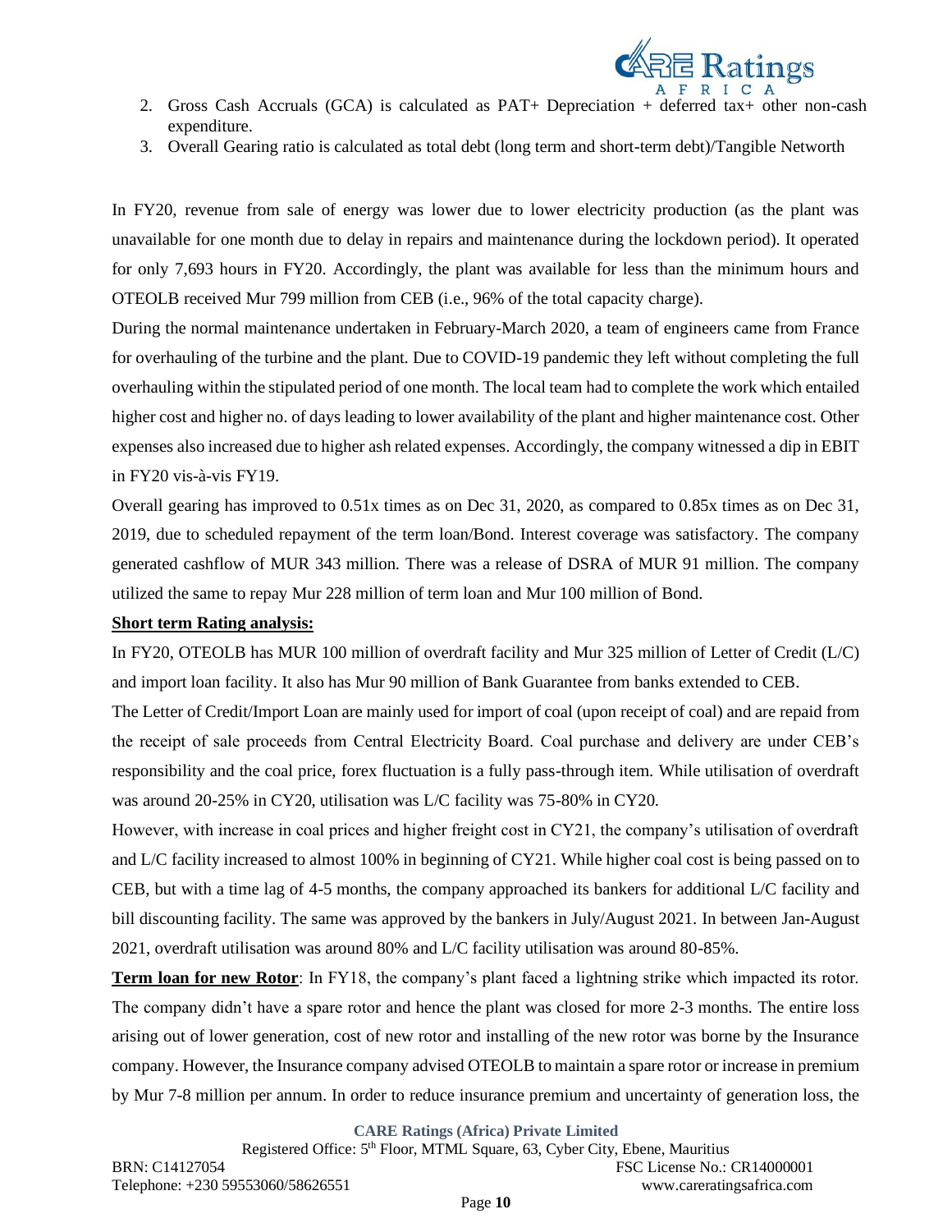2. Gross Cash Accruals (GCA) is calculated as PAT+ Depreciation + deferred tax+ other non-cash expenditure.
3. Overall Gearing ratio is calculated as total debt (long term and short-term debt)/Tangible Networth

In FY20, revenue from sale of energy was lower due to lower electricity production (as the plant was unavailable for one month due to delay in repairs and maintenance during the lockdown period). It operated for only 7,693 hours in FY20. Accordingly, the plant was available for less than the minimum hours and OTEOLB received Mur 799 million from CEB (i.e., 96% of the total capacity charge).

During the normal maintenance undertaken in February-March 2020, a team of engineers came from France for overhauling of the turbine and the plant. Due to COVID-19 pandemic they left without completing the full overhauling within the stipulated period of one month. The local team had to complete the work which entailed higher cost and higher no. of days leading to lower availability of the plant and higher maintenance cost. Other expenses also increased due to higher ash related expenses. Accordingly, the company witnessed a dip in EBIT in FY20 vis-à-vis FY19.

Overall gearing has improved to 0.51x times as on Dec 31, 2020, as compared to 0.85x times as on Dec 31, 2019, due to scheduled repayment of the term loan/Bond. Interest coverage was satisfactory. The company generated cashflow of MUR 343 million. There was a release of DSRA of MUR 91 million. The company utilized the same to repay Mur 228 million of term loan and Mur 100 million of Bond.

**Short term Rating analysis:**

In FY20, OTEOLB has MUR 100 million of overdraft facility and Mur 325 million of Letter of Credit (L/C) and import loan facility. It also has Mur 90 million of Bank Guarantee from banks extended to CEB.

The Letter of Credit/Import Loan are mainly used for import of coal (upon receipt of coal) and are repaid from the receipt of sale proceeds from Central Electricity Board. Coal purchase and delivery are under CEB's responsibility and the coal price, forex fluctuation is a fully pass-through item. While utilisation of overdraft was around 20-25% in CY20, utilisation was L/C facility was 75-80% in CY20.

However, with increase in coal prices and higher freight cost in CY21, the company's utilisation of overdraft and L/C facility increased to almost 100% in beginning of CY21. While higher coal cost is being passed on to CEB, but with a time lag of 4-5 months, the company approached its bankers for additional L/C facility and bill discounting facility. The same was approved by the bankers in July/August 2021. In between Jan-August 2021, overdraft utilisation was around 80% and L/C facility utilisation was around 80-85%.

**Term loan for new Rotor**: In FY18, the company's plant faced a lightning strike which impacted its rotor. The company didn't have a spare rotor and hence the plant was closed for more 2-3 months. The entire loss arising out of lower generation, cost of new rotor and installing of the new rotor was borne by the Insurance company. However, the Insurance company advised OTEOLB to maintain a spare rotor or increase in premium by Mur 7-8 million per annum. In order to reduce insurance premium and uncertainty of generation loss, the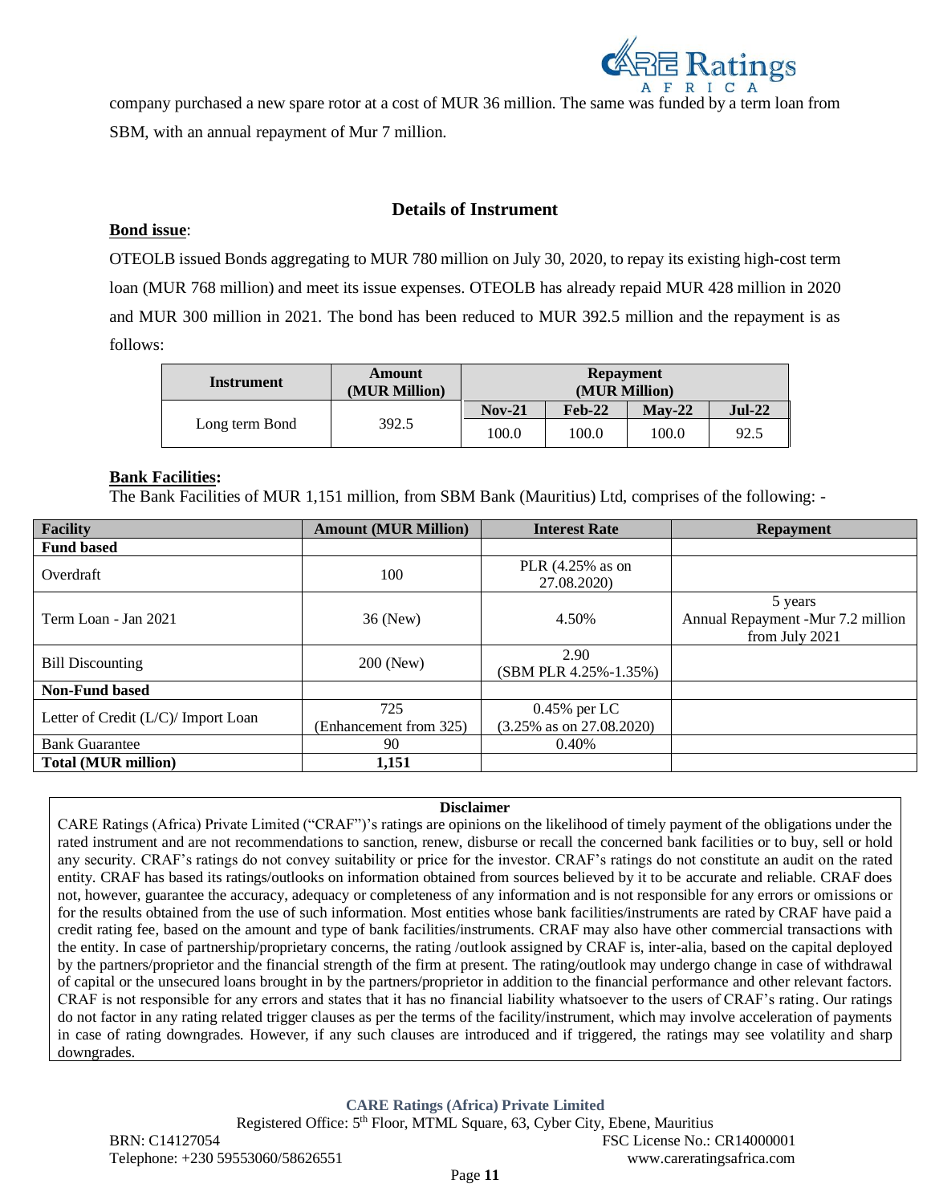company purchased a new spare rotor at a cost of MUR 36 million. The same was funded by a term loan from SBM, with an annual repayment of Mur 7 million.

## Details of Instrument

**Bond issue**:

OTEOLB issued Bonds aggregating to MUR 780 million on July 30, 2020, to repay its existing high-cost term loan (MUR 768 million) and meet its issue expenses. OTEOLB has already repaid MUR 428 million in 2020 and MUR 300 million in 2021. The bond has been reduced to MUR 392.5 million and the repayment is as follows:

| Instrument | Amount (MUR Million) | Repayment (MUR Million) | | | |
|---|---|---|---|---|---|
| | | Nov-21 | Feb-22 | May-22 | Jul-22 |
| Long term Bond | 392.5 | 100.0 | 100.0 | 100.0 | 92.5 |

**Bank Facilities:**

The Bank Facilities of MUR 1,151 million, from SBM Bank (Mauritius) Ltd, comprises of the following: -

| Facility | Amount (MUR Million) | Interest Rate | Repayment |
|---|---|---|---|
| **Fund based** | | | |
| Overdraft | 100 | PLR (4.25% as on 27.08.2020) | |
| Term Loan - Jan 2021 | 36 (New) | 4.50% | 5 years Annual Repayment -Mur 7.2 million from July 2021 |
| Bill Discounting | 200 (New) | 2.90 (SBM PLR 4.25%-1.35%) | |
| **Non-Fund based** | | | |
| Letter of Credit (L/C)/ Import Loan | 725 (Enhancement from 325) | 0.45% per LC (3.25% as on 27.08.2020) | |
| Bank Guarantee | 90 | 0.40% | |
| **Total (MUR million)** | **1,151** | | |

**Disclaimer**

CARE Ratings (Africa) Private Limited ("CRAF")'s ratings are opinions on the likelihood of timely payment of the obligations under the rated instrument and are not recommendations to sanction, renew, disburse or recall the concerned bank facilities or to buy, sell or hold any security. CRAF's ratings do not convey suitability or price for the investor. CRAF's ratings do not constitute an audit on the rated entity. CRAF has based its ratings/outlooks on information obtained from sources believed by it to be accurate and reliable. CRAF does not, however, guarantee the accuracy, adequacy or completeness of any information and is not responsible for any errors or omissions or for the results obtained from the use of such information. Most entities whose bank facilities/instruments are rated by CRAF have paid a credit rating fee, based on the amount and type of bank facilities/instruments. CRAF may also have other commercial transactions with the entity. In case of partnership/proprietary concerns, the rating /outlook assigned by CRAF is, inter-alia, based on the capital deployed by the partners/proprietor and the financial strength of the firm at present. The rating/outlook may undergo change in case of withdrawal of capital or the unsecured loans brought in by the partners/proprietor in addition to the financial performance and other relevant factors. CRAF is not responsible for any errors and states that it has no financial liability whatsoever to the users of CRAF's rating. Our ratings do not factor in any rating related trigger clauses as per the terms of the facility/instrument, which may involve acceleration of payments in case of rating downgrades. However, if any such clauses are introduced and if triggered, the ratings may see volatility and sharp downgrades.